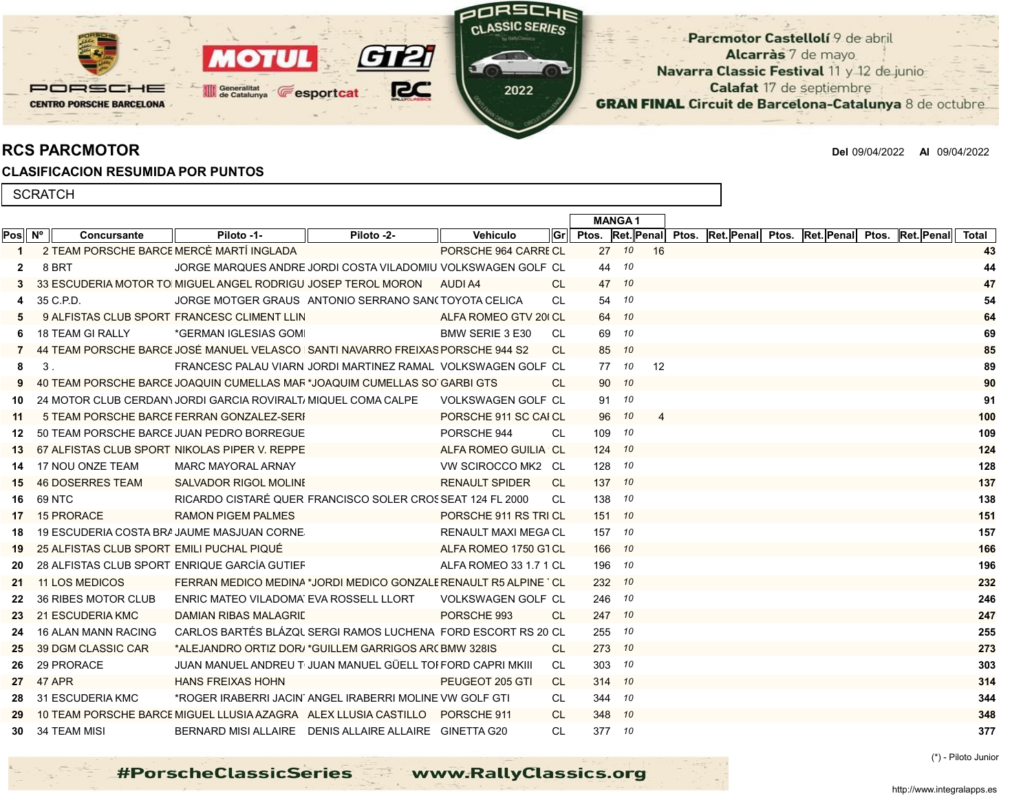Parcmotor Castellolí 9 de abril
Alcarràs 7 de mayo
Navarra Classic Festival 11 y 12 de junio
Calafat 17 de septiembre
**GRAN FINAL** Circuit de Barcelona-Catalunya 8 de octubre

# RCS PARCMOTOR

**Del** 09/04/2022 **Al** 09/04/2022

## CLASIFICACION RESUMIDA POR PUNTOS

SCRATCH

| Pos | Nº | Concursante | Piloto -1- | Piloto -2- | Vehiculo | Gr | MANGA 1 | | | | | | | | | | | | Total |
|---|---|---|---|---|---|---|---|---|---|---|---|---|---|---|---|---|---|---|---|
| | | | | | | | Ptos. | Ret. | Penal | Ptos. | Ret. | Penal | Ptos. | Ret. | Penal | Ptos. | Ret. | Penal | |
| 1 | 2 | TEAM PORSCHE BARCE | MERCÈ MARTÍ INGLADA | | PORSCHE 964 CARRE | CL | 27 | 10 | 16 | | | | | | | | | | 43 |
| 2 | 8 | BRT | JORGE MARQUES ANDRE | JORDI COSTA VILADOMIU | VOLKSWAGEN GOLF | CL | 44 | 10 | | | | | | | | | | | 44 |
| 3 | 33 | ESCUDERIA MOTOR TO | MIGUEL ANGEL RODRIGU | JOSEP TEROL MORON | AUDI A4 | CL | 47 | 10 | | | | | | | | | | | 47 |
| 4 | 35 | C.P.D. | JORGE MOTGER GRAUS | ANTONIO SERRANO SANC | TOYOTA CELICA | CL | 54 | 10 | | | | | | | | | | | 54 |
| 5 | 9 | ALFISTAS CLUB SPORT | FRANCESC CLIMENT LLIN | | ALFA ROMEO GTV 20 | CL | 64 | 10 | | | | | | | | | | | 64 |
| 6 | 18 | TEAM GI RALLY | *GERMAN IGLESIAS GOM | | BMW SERIE 3 E30 | CL | 69 | 10 | | | | | | | | | | | 69 |
| 7 | 44 | TEAM PORSCHE BARCE | JOSÉ MANUEL VELASCO | SANTI NAVARRO FREIXAS | PORSCHE 944 S2 | CL | 85 | 10 | | | | | | | | | | | 85 |
| 8 | 3 | . | FRANCESC PALAU VIARN | JORDI MARTINEZ RAMAL | VOLKSWAGEN GOLF | CL | 77 | 10 | 12 | | | | | | | | | | 89 |
| 9 | 40 | TEAM PORSCHE BARCE | JOAQUIN CUMELLAS MAR | *JOAQUIM CUMELLAS SO | GARBI GTS | CL | 90 | 10 | | | | | | | | | | | 90 |
| 10 | 24 | MOTOR CLUB CERDANY | JORDI GARCIA ROVIRALT | MIQUEL COMA CALPE | VOLKSWAGEN GOLF | CL | 91 | 10 | | | | | | | | | | | 91 |
| 11 | 5 | TEAM PORSCHE BARCE | FERRAN GONZALEZ-SERI | | PORSCHE 911 SC CAI | CL | 96 | 10 | 4 | | | | | | | | | | 100 |
| 12 | 50 | TEAM PORSCHE BARCE | JUAN PEDRO BORREGUE | | PORSCHE 944 | CL | 109 | 10 | | | | | | | | | | | 109 |
| 13 | 67 | ALFISTAS CLUB SPORT | NIKOLAS PIPER V. REPPE | | ALFA ROMEO GUILIA | CL | 124 | 10 | | | | | | | | | | | 124 |
| 14 | 17 | NOU ONZE TEAM | MARC MAYORAL ARNAY | | VW SCIROCCO MK2 | CL | 128 | 10 | | | | | | | | | | | 128 |
| 15 | 46 | DOSERRES TEAM | SALVADOR RIGOL MOLINE | | RENAULT SPIDER | CL | 137 | 10 | | | | | | | | | | | 137 |
| 16 | 69 | NTC | RICARDO CISTARÉ QUER | FRANCISCO SOLER CROS | SEAT 124 FL 2000 | CL | 138 | 10 | | | | | | | | | | | 138 |
| 17 | 15 | PRORACE | RAMON PIGEM PALMES | | PORSCHE 911 RS TRI | CL | 151 | 10 | | | | | | | | | | | 151 |
| 18 | 19 | ESCUDERIA COSTA BRA | JAUME MASJUAN CORNE | | RENAULT MAXI MEGA | CL | 157 | 10 | | | | | | | | | | | 157 |
| 19 | 25 | ALFISTAS CLUB SPORT | EMILI PUCHAL PIQUÉ | | ALFA ROMEO 1750 GT | CL | 166 | 10 | | | | | | | | | | | 166 |
| 20 | 28 | ALFISTAS CLUB SPORT | ENRIQUE GARCÍA GUTIEF | | ALFA ROMEO 33 1.7 1 | CL | 196 | 10 | | | | | | | | | | | 196 |
| 21 | 11 | LOS MEDICOS | FERRAN MEDICO MEDINA | *JORDI MEDICO GONZALE | RENAULT R5 ALPINE | CL | 232 | 10 | | | | | | | | | | | 232 |
| 22 | 36 | RIBES MOTOR CLUB | ENRIC MATEO VILADOMA | EVA ROSSELL LLORT | VOLKSWAGEN GOLF | CL | 246 | 10 | | | | | | | | | | | 246 |
| 23 | 21 | ESCUDERIA KMC | DAMIAN RIBAS MALAGRIC | | PORSCHE 993 | CL | 247 | 10 | | | | | | | | | | | 247 |
| 24 | 16 | ALAN MANN RACING | CARLOS BARTÉS BLÁZQU | SERGI RAMOS LUCHENA | FORD ESCORT RS 20 | CL | 255 | 10 | | | | | | | | | | | 255 |
| 25 | 39 | DGM CLASSIC CAR | *ALEJANDRO ORTIZ DOR | *GUILLEM GARRIGOS ARC | BMW 328IS | CL | 273 | 10 | | | | | | | | | | | 273 |
| 26 | 29 | PRORACE | JUAN MANUEL ANDREU T | JUAN MANUEL GÜELL TOF | FORD CAPRI MKIII | CL | 303 | 10 | | | | | | | | | | | 303 |
| 27 | 47 | APR | HANS FREIXAS HOHN | | PEUGEOT 205 GTI | CL | 314 | 10 | | | | | | | | | | | 314 |
| 28 | 31 | ESCUDERIA KMC | *ROGER IRABERRI JACIN | ANGEL IRABERRI MOLINE | VW GOLF GTI | CL | 344 | 10 | | | | | | | | | | | 344 |
| 29 | 10 | TEAM PORSCHE BARCE | MIGUEL LLUSIA AZAGRA | ALEX LLUSIA CASTILLO | PORSCHE 911 | CL | 348 | 10 | | | | | | | | | | | 348 |
| 30 | 34 | TEAM MISI | BERNARD MISI ALLAIRE | DENIS ALLAIRE ALLAIRE | GINETTA G20 | CL | 377 | 10 | | | | | | | | | | | 377 |

(*) - Piloto Junior

#PorscheClassicSeries www.RallyClassics.org

http://www.integralapps.es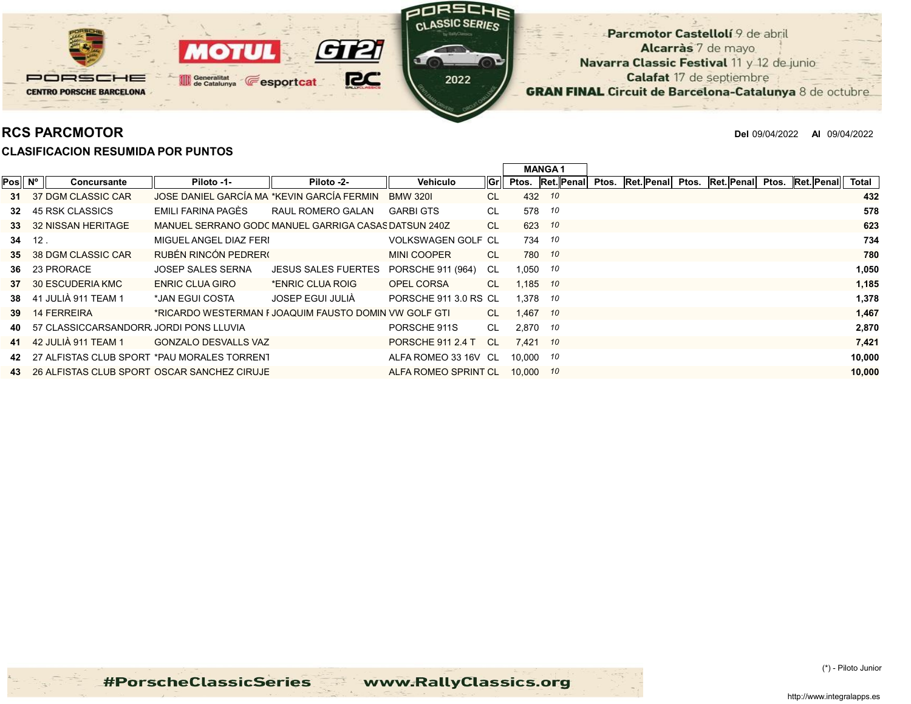Parcmotor Castellolí 9 de abril
Alcarràs 7 de mayo
Navarra Classic Festival 11 y 12 de junio
Calafat 17 de septiembre
**GRAN FINAL** Circuit de Barcelona-Catalunya 8 de octubre

# RCS PARCMOTOR

**Del** 09/04/2022 **Al** 09/04/2022

## CLASIFICACION RESUMIDA POR PUNTOS

| | | | | | | | MANGA 1 | | | | | | | | | | | | | |
|---|---|---|---|---|---|---|---|---|---|---|---|---|---|---|---|---|---|---|---|---|
| Pos | Nº | Concursante | Piloto -1- | Piloto -2- | Vehiculo | Gr | Ptos. | Ret. | Penal | Ptos. | Ret. | Penal | Ptos. | Ret. | Penal | Ptos. | Ret. | Penal | Total |
| 31 | 37 | DGM CLASSIC CAR | JOSE DANIEL GARCÍA MA | *KEVIN GARCÍA FERMIN | BMW 320I | CL | 432 | 10 | | | | | | | | | | | 432 |
| 32 | 45 | RSK CLASSICS | EMILI FARINA PAGÈS | RAUL ROMERO GALAN | GARBI GTS | CL | 578 | 10 | | | | | | | | | | | 578 |
| 33 | 32 | NISSAN HERITAGE | MANUEL SERRANO GODC | MANUEL GARRIGA CASAS | DATSUN 240Z | CL | 623 | 10 | | | | | | | | | | | 623 |
| 34 | 12 | . | MIGUEL ANGEL DIAZ FERI | | VOLKSWAGEN GOLF | CL | 734 | 10 | | | | | | | | | | | 734 |
| 35 | 38 | DGM CLASSIC CAR | RUBÉN RINCÓN PEDRER( | | MINI COOPER | CL | 780 | 10 | | | | | | | | | | | 780 |
| 36 | 23 | PRORACE | JOSEP SALES SERNA | JESUS SALES FUERTES | PORSCHE 911 (964) | CL | 1,050 | 10 | | | | | | | | | | | 1,050 |
| 37 | 30 | ESCUDERIA KMC | ENRIC CLUA GIRO | *ENRIC CLUA ROIG | OPEL CORSA | CL | 1,185 | 10 | | | | | | | | | | | 1,185 |
| 38 | 41 | JULIÀ 911 TEAM 1 | *JAN EGUI COSTA | JOSEP EGUI JULIÀ | PORSCHE 911 3.0 RS | CL | 1,378 | 10 | | | | | | | | | | | 1,378 |
| 39 | 14 | FERREIRA | *RICARDO WESTERMAN F | JOAQUIM FAUSTO DOMIN | VW GOLF GTI | CL | 1,467 | 10 | | | | | | | | | | | 1,467 |
| 40 | 57 | CLASSICCARSANDORR. | JORDI PONS LLUVIA | | PORSCHE 911S | CL | 2,870 | 10 | | | | | | | | | | | 2,870 |
| 41 | 42 | JULIÀ 911 TEAM 1 | GONZALO DESVALLS VAZ | | PORSCHE 911 2.4 T | CL | 7,421 | 10 | | | | | | | | | | | 7,421 |
| 42 | 27 | ALFISTAS CLUB SPORT | *PAU MORALES TORRENT | | ALFA ROMEO 33 16V | CL | 10,000 | 10 | | | | | | | | | | | 10,000 |
| 43 | 26 | ALFISTAS CLUB SPORT | OSCAR SANCHEZ CIRUJE | | ALFA ROMEO SPRINT | CL | 10,000 | 10 | | | | | | | | | | | 10,000 |

(*) - Piloto Junior

#PorscheClassicSeries www.RallyClassics.org

http://www.integralapps.es